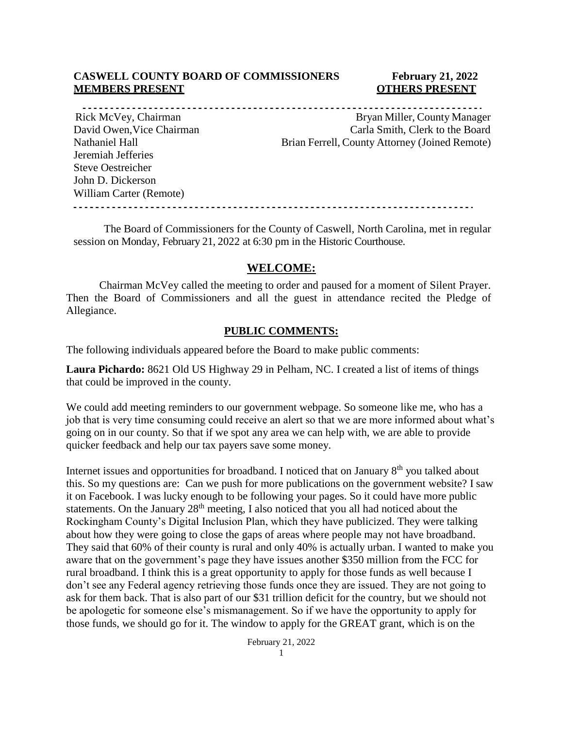**CASWELL COUNTY BOARD OF COMMISSIONERS** **February 21, 2022**

| **MEMBERS PRESENT** | **OTHERS PRESENT** |
| --- | --- |
| Rick McVey, Chairman | Bryan Miller, County Manager |
| David Owen,Vice Chairman | Carla Smith, Clerk to the Board |
| Nathaniel Hall | Brian Ferrell, County Attorney (Joined Remote) |
| Jeremiah Jefferies | |
| Steve Oestreicher | |
| John D. Dickerson | |
| William Carter (Remote) | |

The Board of Commissioners for the County of Caswell, North Carolina, met in regular session on Monday, February 21, 2022 at 6:30 pm in the Historic Courthouse.

## WELCOME:

Chairman McVey called the meeting to order and paused for a moment of Silent Prayer. Then the Board of Commissioners and all the guest in attendance recited the Pledge of Allegiance.

## PUBLIC COMMENTS:

The following individuals appeared before the Board to make public comments:

**Laura Pichardo:** 8621 Old US Highway 29 in Pelham, NC. I created a list of items of things that could be improved in the county.

We could add meeting reminders to our government webpage. So someone like me, who has a job that is very time consuming could receive an alert so that we are more informed about what's going on in our county. So that if we spot any area we can help with, we are able to provide quicker feedback and help our tax payers save some money.

Internet issues and opportunities for broadband. I noticed that on January 8th you talked about this. So my questions are: Can we push for more publications on the government website? I saw it on Facebook. I was lucky enough to be following your pages. So it could have more public statements. On the January 28th meeting, I also noticed that you all had noticed about the Rockingham County's Digital Inclusion Plan, which they have publicized. They were talking about how they were going to close the gaps of areas where people may not have broadband. They said that 60% of their county is rural and only 40% is actually urban. I wanted to make you aware that on the government's page they have issues another $350 million from the FCC for rural broadband. I think this is a great opportunity to apply for those funds as well because I don't see any Federal agency retrieving those funds once they are issued. They are not going to ask for them back. That is also part of our $31 trillion deficit for the country, but we should not be apologetic for someone else's mismanagement. So if we have the opportunity to apply for those funds, we should go for it. The window to apply for the GREAT grant, which is on the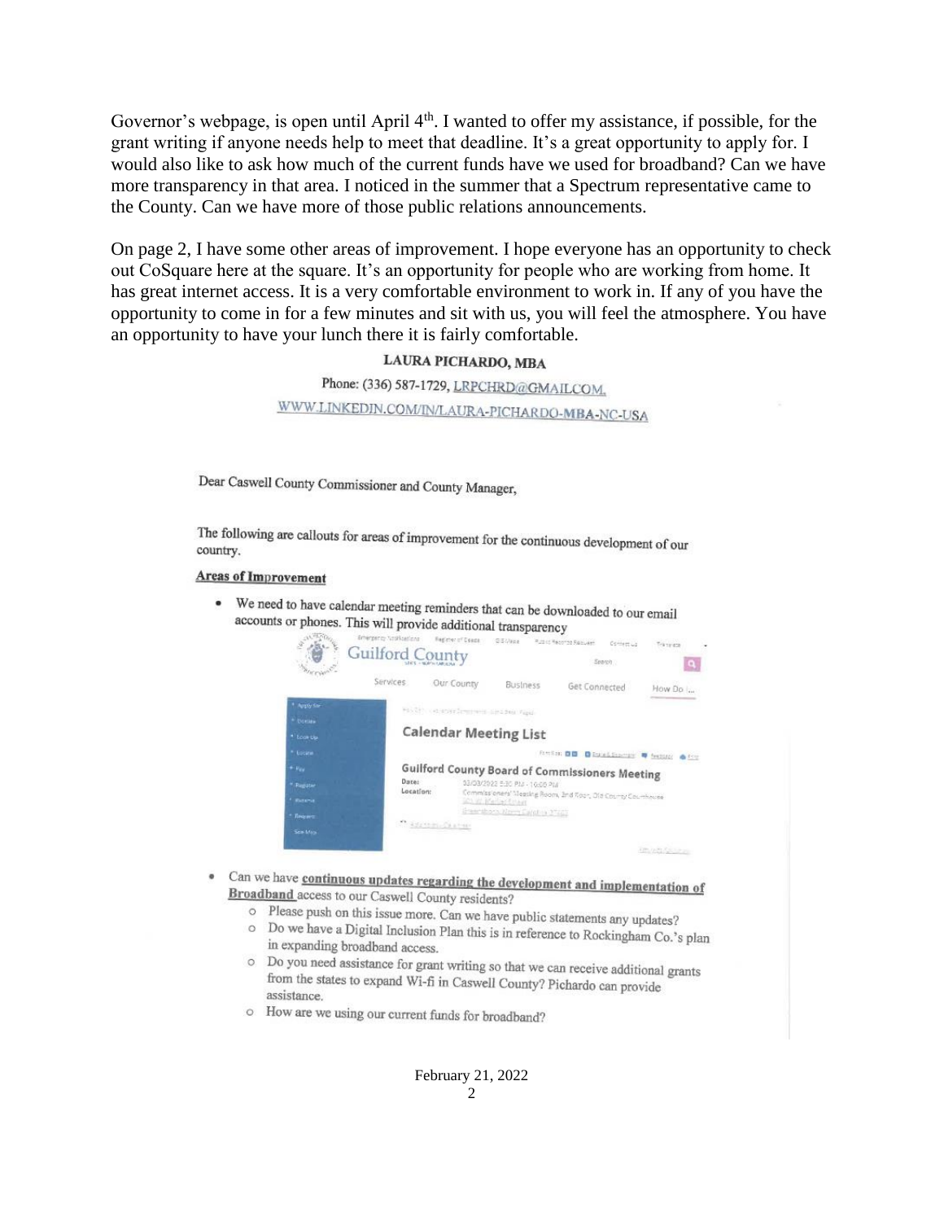Governor's webpage, is open until April 4th. I wanted to offer my assistance, if possible, for the grant writing if anyone needs help to meet that deadline. It's a great opportunity to apply for. I would also like to ask how much of the current funds have we used for broadband? Can we have more transparency in that area. I noticed in the summer that a Spectrum representative came to the County. Can we have more of those public relations announcements.

On page 2, I have some other areas of improvement. I hope everyone has an opportunity to check out CoSquare here at the square. It's an opportunity for people who are working from home. It has great internet access. It is a very comfortable environment to work in. If any of you have the opportunity to come in for a few minutes and sit with us, you will feel the atmosphere. You have an opportunity to have your lunch there it is fairly comfortable.

**LAURA PICHARDO, MBA**

Phone: (336) 587-1729, LRPCHRD@GMAILCOM.

WWW.LINKEDIN.COM/IN/LAURA-PICHARDO-MBA-NC-USA

Dear Caswell County Commissioner and County Manager,

The following are callouts for areas of improvement for the continuous development of our country.

**Areas of Improvement**

- We need to have calendar meeting reminders that can be downloaded to our email accounts or phones. This will provide additional transparency

Guilford County

Services | Our County | Business | Get Connected | How Do I...

**Calendar Meeting List**

**Guilford County Board of Commissioners Meeting**

Date: 03/03/2022 5:30 PM - 10:00 PM

Location: Commissioners' Meeting Room, 3rd floor, Old County Courthouse

- Can we have **continuous updates regarding the development and implementation of Broadband** access to our Caswell County residents?
  - Please push on this issue more. Can we have public statements any updates?
  - Do we have a Digital Inclusion Plan this is in reference to Rockingham Co.'s plan in expanding broadband access.
  - Do you need assistance for grant writing so that we can receive additional grants from the states to expand Wi-fi in Caswell County? Pichardo can provide assistance.
  - How are we using our current funds for broadband?

February 21, 2022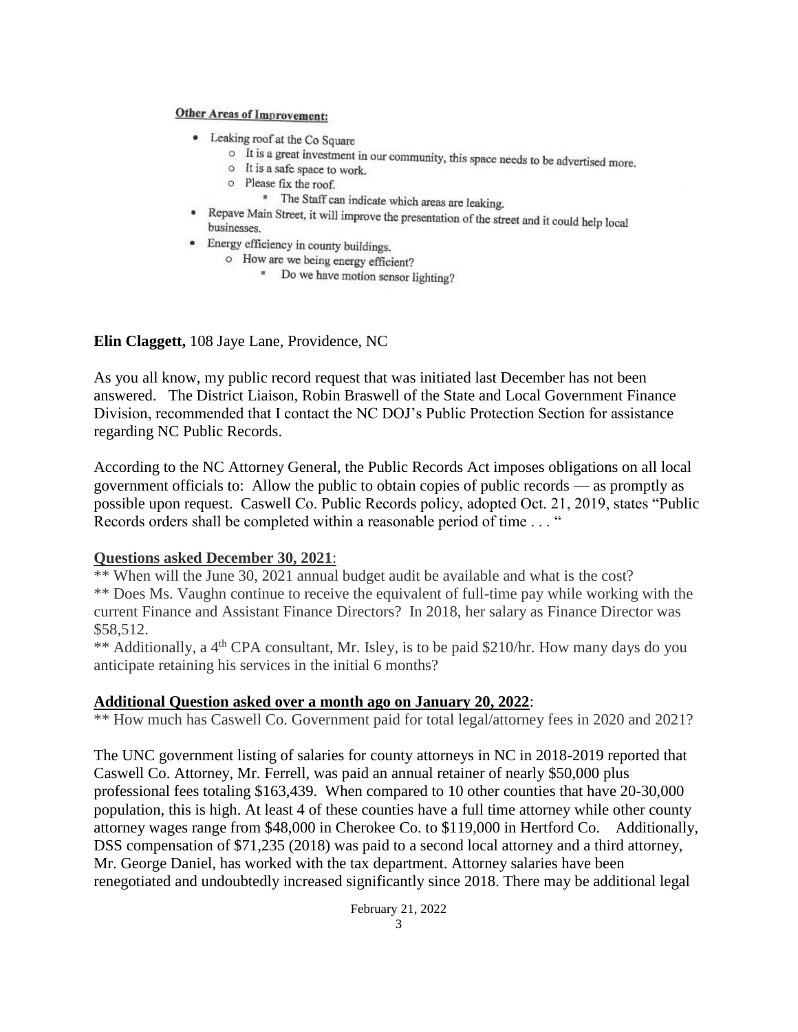**Other Areas of Improvement:**

- Leaking roof at the Co Square
  - It is a great investment in our community, this space needs to be advertised more.
  - It is a safe space to work.
  - Please fix the roof.
    - The Staff can indicate which areas are leaking.
- Repave Main Street, it will improve the presentation of the street and it could help local businesses.
- Energy efficiency in county buildings.
  - How are we being energy efficient?
    - Do we have motion sensor lighting?

**Elin Claggett,** 108 Jaye Lane, Providence, NC

As you all know, my public record request that was initiated last December has not been answered. The District Liaison, Robin Braswell of the State and Local Government Finance Division, recommended that I contact the NC DOJ's Public Protection Section for assistance regarding NC Public Records.

According to the NC Attorney General, the Public Records Act imposes obligations on all local government officials to: Allow the public to obtain copies of public records — as promptly as possible upon request. Caswell Co. Public Records policy, adopted Oct. 21, 2019, states "Public Records orders shall be completed within a reasonable period of time . . . "

**Questions asked December 30, 2021**:

** When will the June 30, 2021 annual budget audit be available and what is the cost?
** Does Ms. Vaughn continue to receive the equivalent of full-time pay while working with the current Finance and Assistant Finance Directors? In 2018, her salary as Finance Director was $58,512.
** Additionally, a 4th CPA consultant, Mr. Isley, is to be paid $210/hr. How many days do you anticipate retaining his services in the initial 6 months?

**Additional Question asked over a month ago on January 20, 2022**:

** How much has Caswell Co. Government paid for total legal/attorney fees in 2020 and 2021?

The UNC government listing of salaries for county attorneys in NC in 2018-2019 reported that Caswell Co. Attorney, Mr. Ferrell, was paid an annual retainer of nearly $50,000 plus professional fees totaling $163,439. When compared to 10 other counties that have 20-30,000 population, this is high. At least 4 of these counties have a full time attorney while other county attorney wages range from $48,000 in Cherokee Co. to $119,000 in Hertford Co. Additionally, DSS compensation of $71,235 (2018) was paid to a second local attorney and a third attorney, Mr. George Daniel, has worked with the tax department. Attorney salaries have been renegotiated and undoubtedly increased significantly since 2018. There may be additional legal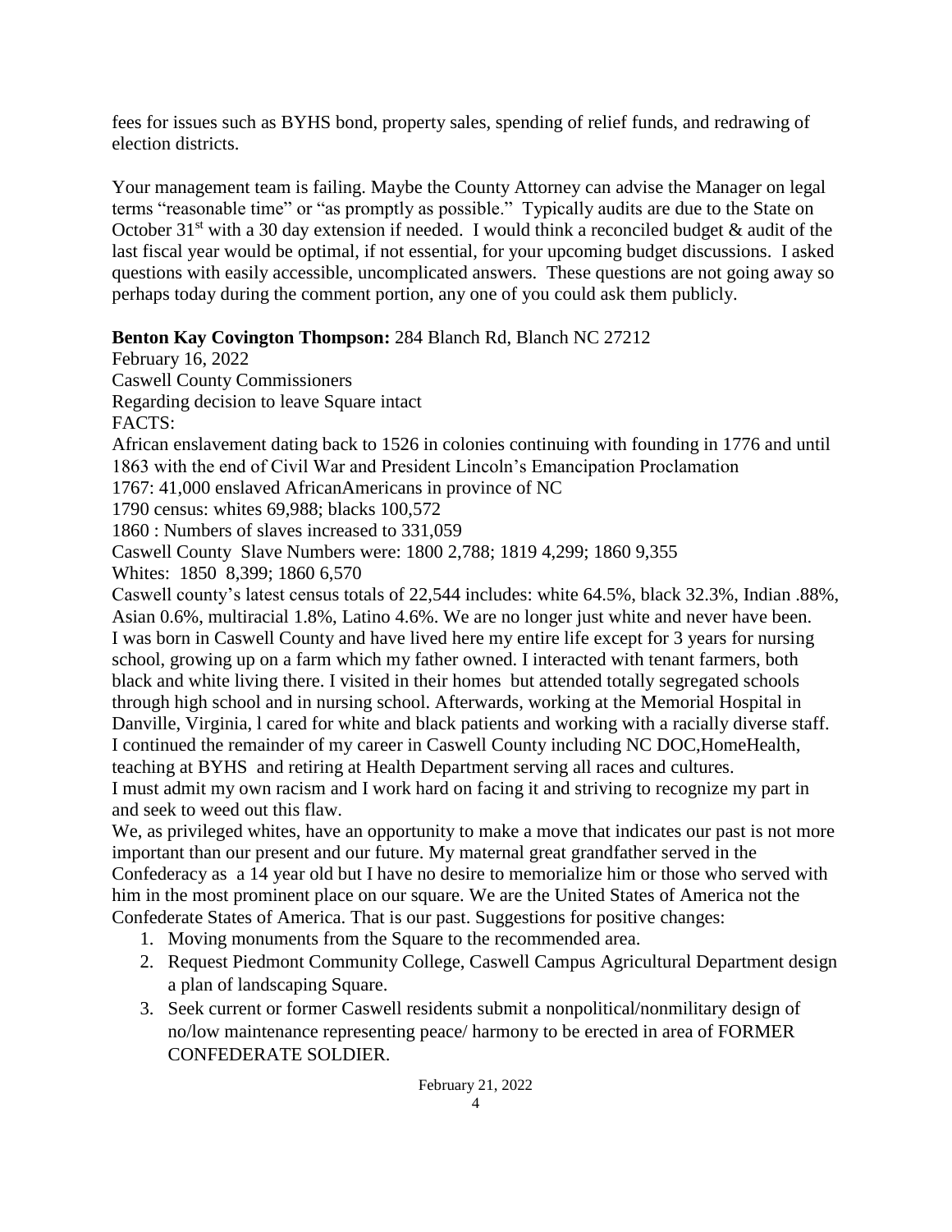fees for issues such as BYHS bond, property sales, spending of relief funds, and redrawing of election districts.

Your management team is failing. Maybe the County Attorney can advise the Manager on legal terms "reasonable time" or "as promptly as possible." Typically audits are due to the State on October 31st with a 30 day extension if needed. I would think a reconciled budget & audit of the last fiscal year would be optimal, if not essential, for your upcoming budget discussions. I asked questions with easily accessible, uncomplicated answers. These questions are not going away so perhaps today during the comment portion, any one of you could ask them publicly.

**Benton Kay Covington Thompson:** 284 Blanch Rd, Blanch NC 27212
February 16, 2022
Caswell County Commissioners
Regarding decision to leave Square intact
FACTS:
African enslavement dating back to 1526 in colonies continuing with founding in 1776 and until 1863 with the end of Civil War and President Lincoln's Emancipation Proclamation
1767: 41,000 enslaved AfricanAmericans in province of NC
1790 census: whites 69,988; blacks 100,572
1860 : Numbers of slaves increased to 331,059
Caswell County Slave Numbers were: 1800 2,788; 1819 4,299; 1860 9,355
Whites: 1850 8,399; 1860 6,570
Caswell county's latest census totals of 22,544 includes: white 64.5%, black 32.3%, Indian .88%, Asian 0.6%, multiracial 1.8%, Latino 4.6%. We are no longer just white and never have been.
I was born in Caswell County and have lived here my entire life except for 3 years for nursing school, growing up on a farm which my father owned. I interacted with tenant farmers, both black and white living there. I visited in their homes but attended totally segregated schools through high school and in nursing school. Afterwards, working at the Memorial Hospital in Danville, Virginia, l cared for white and black patients and working with a racially diverse staff. I continued the remainder of my career in Caswell County including NC DOC,HomeHealth, teaching at BYHS and retiring at Health Department serving all races and cultures.
I must admit my own racism and I work hard on facing it and striving to recognize my part in and seek to weed out this flaw.
We, as privileged whites, have an opportunity to make a move that indicates our past is not more important than our present and our future. My maternal great grandfather served in the Confederacy as a 14 year old but I have no desire to memorialize him or those who served with him in the most prominent place on our square. We are the United States of America not the Confederate States of America. That is our past. Suggestions for positive changes:

1. Moving monuments from the Square to the recommended area.
2. Request Piedmont Community College, Caswell Campus Agricultural Department design a plan of landscaping Square.
3. Seek current or former Caswell residents submit a nonpolitical/nonmilitary design of no/low maintenance representing peace/ harmony to be erected in area of FORMER CONFEDERATE SOLDIER.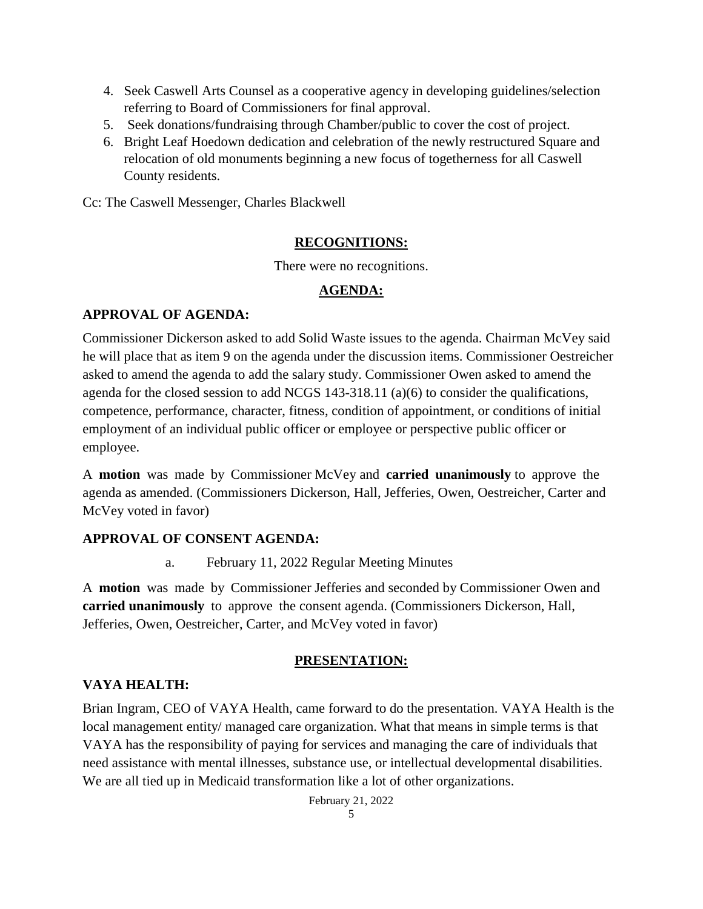4. Seek Caswell Arts Counsel as a cooperative agency in developing guidelines/selection referring to Board of Commissioners for final approval.
5. Seek donations/fundraising through Chamber/public to cover the cost of project.
6. Bright Leaf Hoedown dedication and celebration of the newly restructured Square and relocation of old monuments beginning a new focus of togetherness for all Caswell County residents.

Cc: The Caswell Messenger, Charles Blackwell

## RECOGNITIONS:

There were no recognitions.

## AGENDA:

### APPROVAL OF AGENDA:

Commissioner Dickerson asked to add Solid Waste issues to the agenda. Chairman McVey said he will place that as item 9 on the agenda under the discussion items. Commissioner Oestreicher asked to amend the agenda to add the salary study. Commissioner Owen asked to amend the agenda for the closed session to add NCGS 143-318.11 (a)(6) to consider the qualifications, competence, performance, character, fitness, condition of appointment, or conditions of initial employment of an individual public officer or employee or perspective public officer or employee.

A **motion** was made by Commissioner McVey and **carried unanimously** to approve the agenda as amended. (Commissioners Dickerson, Hall, Jefferies, Owen, Oestreicher, Carter and McVey voted in favor)

### APPROVAL OF CONSENT AGENDA:

a. February 11, 2022 Regular Meeting Minutes

A **motion** was made by Commissioner Jefferies and seconded by Commissioner Owen and **carried unanimously** to approve the consent agenda. (Commissioners Dickerson, Hall, Jefferies, Owen, Oestreicher, Carter, and McVey voted in favor)

## PRESENTATION:

### VAYA HEALTH:

Brian Ingram, CEO of VAYA Health, came forward to do the presentation. VAYA Health is the local management entity/ managed care organization. What that means in simple terms is that VAYA has the responsibility of paying for services and managing the care of individuals that need assistance with mental illnesses, substance use, or intellectual developmental disabilities. We are all tied up in Medicaid transformation like a lot of other organizations.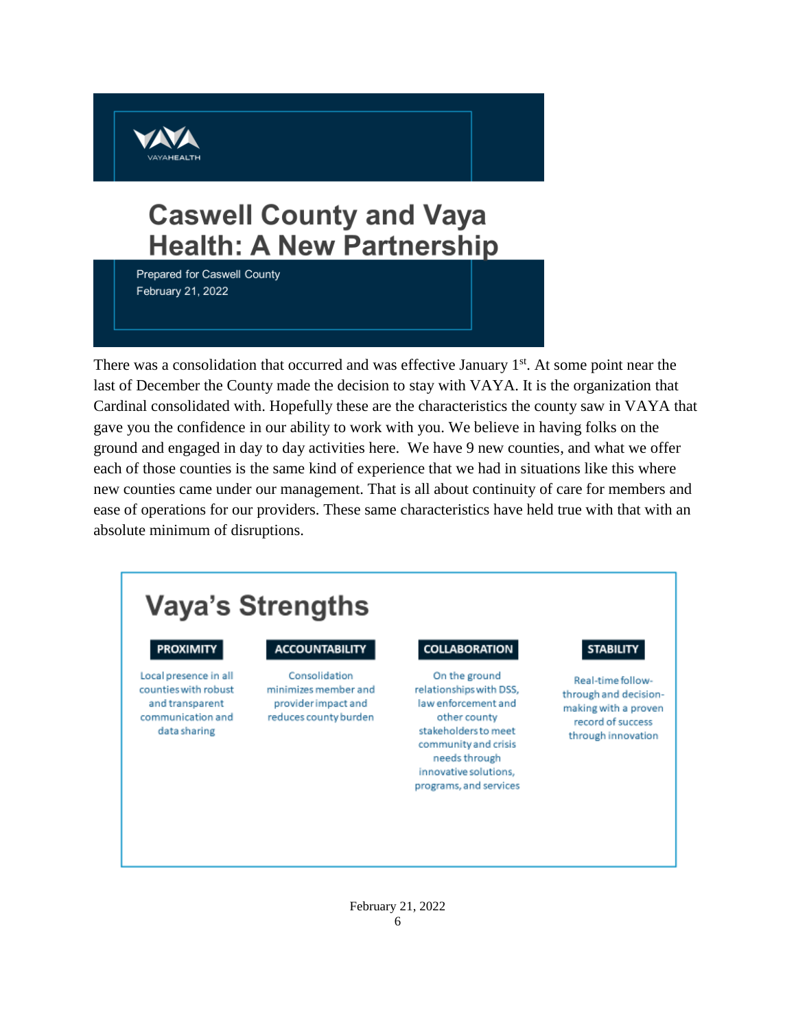VAYA
VAYAHEALTH

# Caswell County and Vaya Health: A New Partnership

Prepared for Caswell County
February 21, 2022

There was a consolidation that occurred and was effective January 1st. At some point near the last of December the County made the decision to stay with VAYA. It is the organization that Cardinal consolidated with. Hopefully these are the characteristics the county saw in VAYA that gave you the confidence in our ability to work with you. We believe in having folks on the ground and engaged in day to day activities here. We have 9 new counties, and what we offer each of those counties is the same kind of experience that we had in situations like this where new counties came under our management. That is all about continuity of care for members and ease of operations for our providers. These same characteristics have held true with that with an absolute minimum of disruptions.

## Vaya's Strengths

| PROXIMITY | ACCOUNTABILITY | COLLABORATION | STABILITY |
|---|---|---|---|
| Local presence in all counties with robust and transparent communication and data sharing | Consolidation minimizes member and provider impact and reduces county burden | On the ground relationships with DSS, law enforcement and other county stakeholders to meet community and crisis needs through innovative solutions, programs, and services | Real-time follow-through and decision-making with a proven record of success through innovation |

February 21, 2022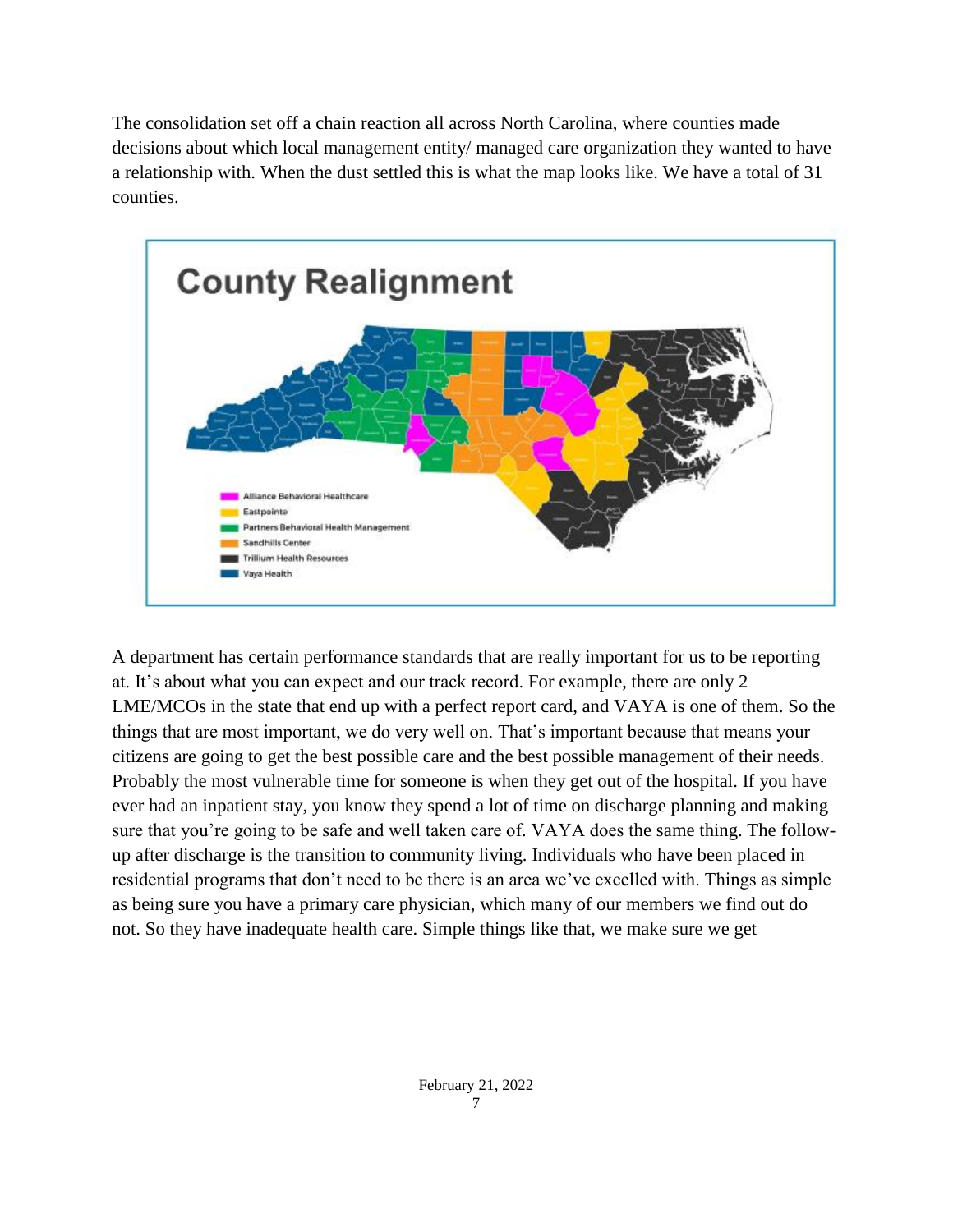The consolidation set off a chain reaction all across North Carolina, where counties made decisions about which local management entity/ managed care organization they wanted to have a relationship with. When the dust settled this is what the map looks like. We have a total of 31 counties.

**County Realignment**

- Alliance Behavioral Healthcare
- Eastpointe
- Partners Behavioral Health Management
- Sandhills Center
- Trillium Health Resources
- Vaya Health

A department has certain performance standards that are really important for us to be reporting at. It's about what you can expect and our track record. For example, there are only 2 LME/MCOs in the state that end up with a perfect report card, and VAYA is one of them. So the things that are most important, we do very well on. That's important because that means your citizens are going to get the best possible care and the best possible management of their needs. Probably the most vulnerable time for someone is when they get out of the hospital. If you have ever had an inpatient stay, you know they spend a lot of time on discharge planning and making sure that you're going to be safe and well taken care of. VAYA does the same thing. The follow-up after discharge is the transition to community living. Individuals who have been placed in residential programs that don't need to be there is an area we've excelled with. Things as simple as being sure you have a primary care physician, which many of our members we find out do not. So they have inadequate health care. Simple things like that, we make sure we get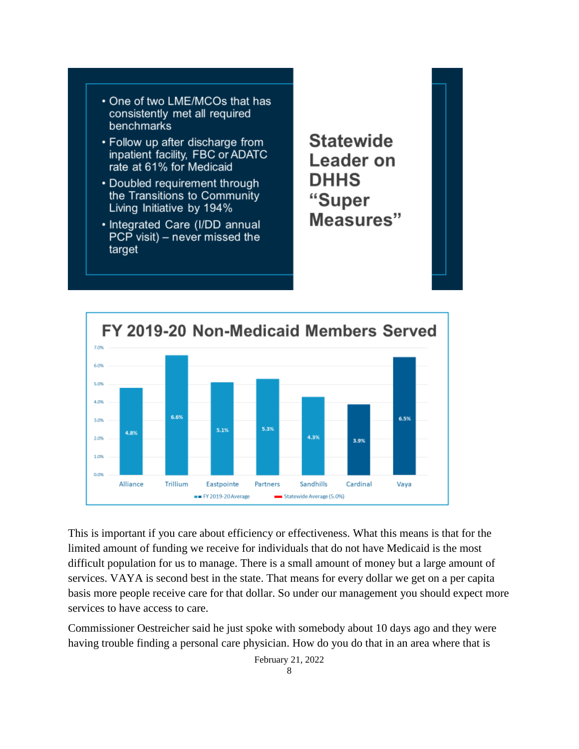- One of two LME/MCOs that has consistently met all required benchmarks
- Follow up after discharge from inpatient facility, FBC or ADATC rate at 61% for Medicaid
- Doubled requirement through the Transitions to Community Living Initiative by 194%
- Integrated Care (I/DD annual PCP visit) – never missed the target

**Statewide Leader on DHHS "Super Measures"**

**FY 2019-20 Non-Medicaid Members Served**

| LME/MCO | Non-Medicaid Members Served |
| --- | --- |
| Alliance | 4.8% |
| Trillium | 6.6% |
| Eastpointe | 5.1% |
| Partners | 5.3% |
| Sandhills | 4.3% |
| Cardinal | 3.9% |
| Vaya | 6.5% |

FY 2019-20 Average — Statewide Average (5.0%)

This is important if you care about efficiency or effectiveness. What this means is that for the limited amount of funding we receive for individuals that do not have Medicaid is the most difficult population for us to manage. There is a small amount of money but a large amount of services. VAYA is second best in the state. That means for every dollar we get on a per capita basis more people receive care for that dollar. So under our management you should expect more services to have access to care.

Commissioner Oestreicher said he just spoke with somebody about 10 days ago and they were having trouble finding a personal care physician. How do you do that in an area where that is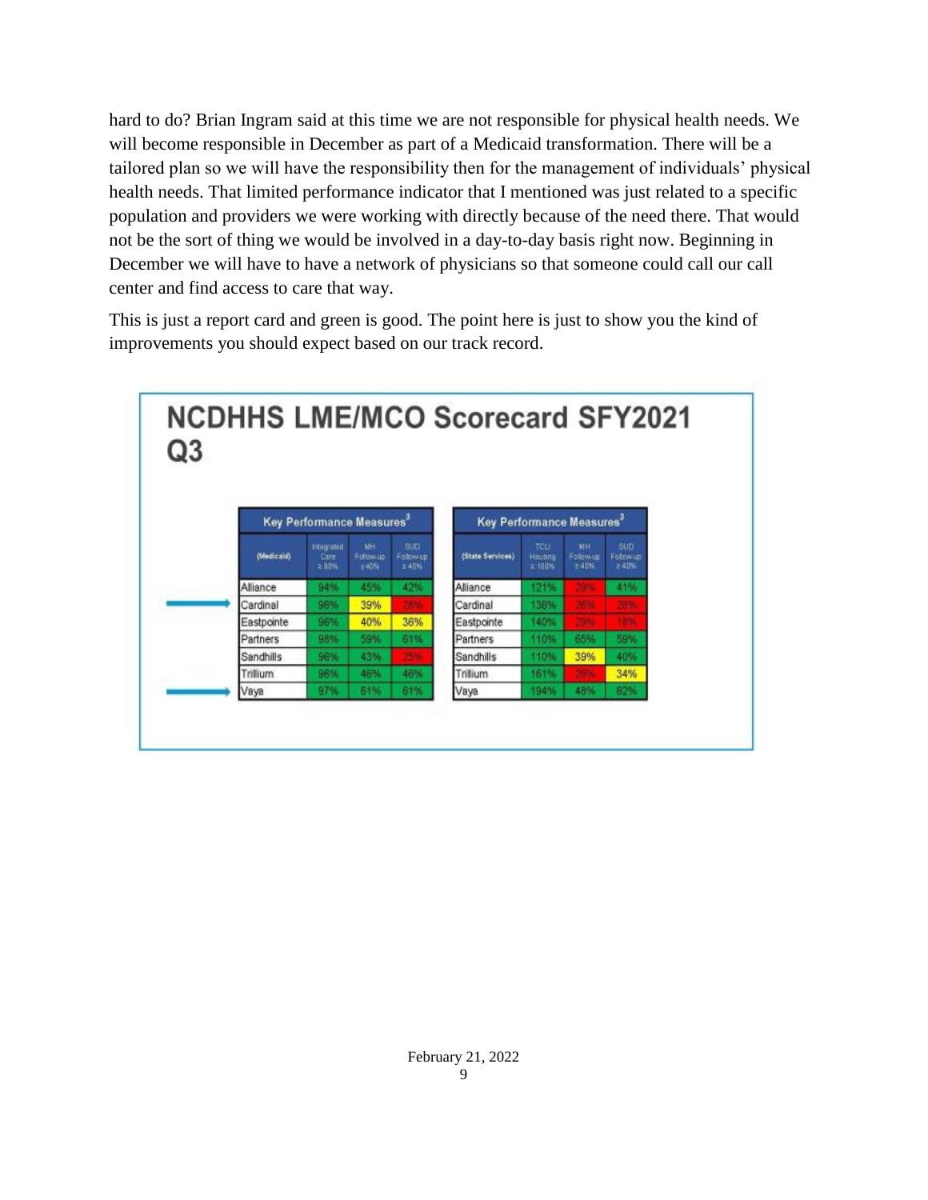hard to do? Brian Ingram said at this time we are not responsible for physical health needs. We will become responsible in December as part of a Medicaid transformation. There will be a tailored plan so we will have the responsibility then for the management of individuals' physical health needs. That limited performance indicator that I mentioned was just related to a specific population and providers we were working with directly because of the need there. That would not be the sort of thing we would be involved in a day-to-day basis right now. Beginning in December we will have to have a network of physicians so that someone could call our call center and find access to care that way.

This is just a report card and green is good. The point here is just to show you the kind of improvements you should expect based on our track record.

## NCDHHS LME/MCO Scorecard SFY2021 Q3

| Key Performance Measures[3] | | | |
|---|---|---|---|
| (Medicaid) | Integrated Care ≥ 90% | MH Follow-up ≥ 40% | SUD Follow-up ≥ 40% |
| Alliance | 94% | 45% | 42% |
| Cardinal | 96% | 39% | 28% |
| Eastpointe | 96% | 40% | 36% |
| Partners | 98% | 59% | 61% |
| Sandhills | 96% | 43% | 25% |
| Trillium | 96% | 46% | 46% |
| Vaya | 97% | 61% | 61% |

| Key Performance Measures[3] | | | |
|---|---|---|---|
| (State Services) | TCLI Housing ≥ 100% | MH Follow-up ≥ 40% | SUD Follow-up ≥ 40% |
| Alliance | 121% | 29% | 41% |
| Cardinal | 136% | 26% | 28% |
| Eastpointe | 140% | 29% | 18% |
| Partners | 110% | 65% | 59% |
| Sandhills | 110% | 39% | 40% |
| Trillium | 161% | 26% | 34% |
| Vaya | 194% | 48% | 62% |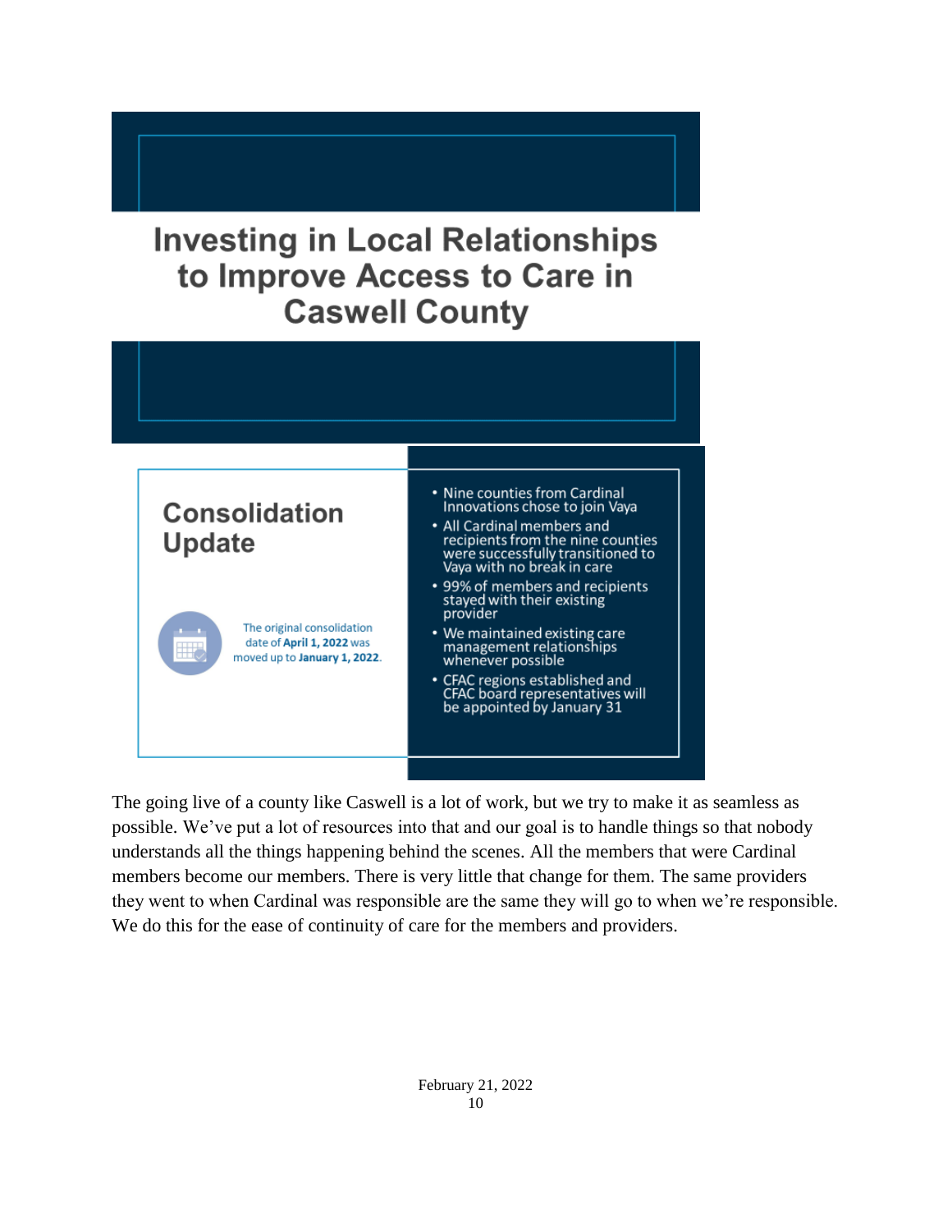## Investing in Local Relationships to Improve Access to Care in Caswell County

### Consolidation Update

The original consolidation date of **April 1, 2022** was moved up to **January 1, 2022**.

- Nine counties from Cardinal Innovations chose to join Vaya
- All Cardinal members and recipients from the nine counties were successfully transitioned to Vaya with no break in care
- 99% of members and recipients stayed with their existing provider
- We maintained existing care management relationships whenever possible
- CFAC regions established and CFAC board representatives will be appointed by January 31

The going live of a county like Caswell is a lot of work, but we try to make it as seamless as possible. We've put a lot of resources into that and our goal is to handle things so that nobody understands all the things happening behind the scenes. All the members that were Cardinal members become our members. There is very little that change for them. The same providers they went to when Cardinal was responsible are the same they will go to when we're responsible. We do this for the ease of continuity of care for the members and providers.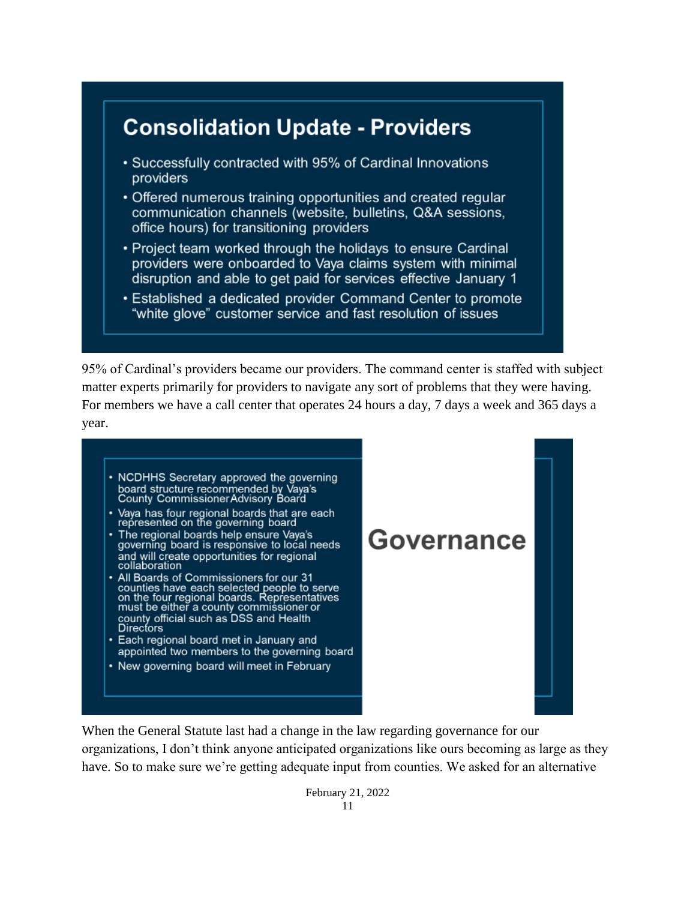## Consolidation Update - Providers

- Successfully contracted with 95% of Cardinal Innovations providers
- Offered numerous training opportunities and created regular communication channels (website, bulletins, Q&A sessions, office hours) for transitioning providers
- Project team worked through the holidays to ensure Cardinal providers were onboarded to Vaya claims system with minimal disruption and able to get paid for services effective January 1
- Established a dedicated provider Command Center to promote "white glove" customer service and fast resolution of issues

95% of Cardinal's providers became our providers. The command center is staffed with subject matter experts primarily for providers to navigate any sort of problems that they were having. For members we have a call center that operates 24 hours a day, 7 days a week and 365 days a year.

## Governance

- NCDHHS Secretary approved the governing board structure recommended by Vaya's County Commissioner Advisory Board
- Vaya has four regional boards that are each represented on the governing board
- The regional boards help ensure Vaya's governing board is responsive to local needs and will create opportunities for regional collaboration
- All Boards of Commissioners for our 31 counties have each selected people to serve on the four regional boards. Representatives must be either a county commissioner or county official such as DSS and Health Directors
- Each regional board met in January and appointed two members to the governing board
- New governing board will meet in February

When the General Statute last had a change in the law regarding governance for our organizations, I don't think anyone anticipated organizations like ours becoming as large as they have. So to make sure we're getting adequate input from counties. We asked for an alternative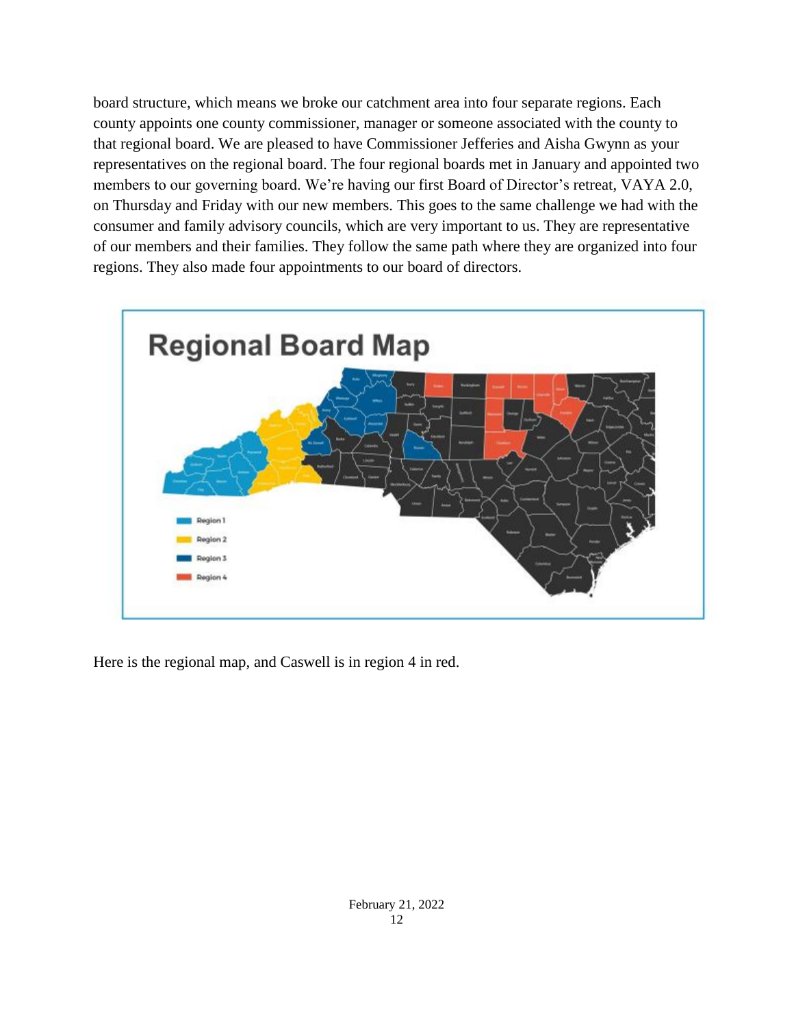board structure, which means we broke our catchment area into four separate regions. Each county appoints one county commissioner, manager or someone associated with the county to that regional board. We are pleased to have Commissioner Jefferies and Aisha Gwynn as your representatives on the regional board. The four regional boards met in January and appointed two members to our governing board. We're having our first Board of Director's retreat, VAYA 2.0, on Thursday and Friday with our new members. This goes to the same challenge we had with the consumer and family advisory councils, which are very important to us. They are representative of our members and their families. They follow the same path where they are organized into four regions. They also made four appointments to our board of directors.

**Regional Board Map**

- Region 1
- Region 2
- Region 3
- Region 4

Here is the regional map, and Caswell is in region 4 in red.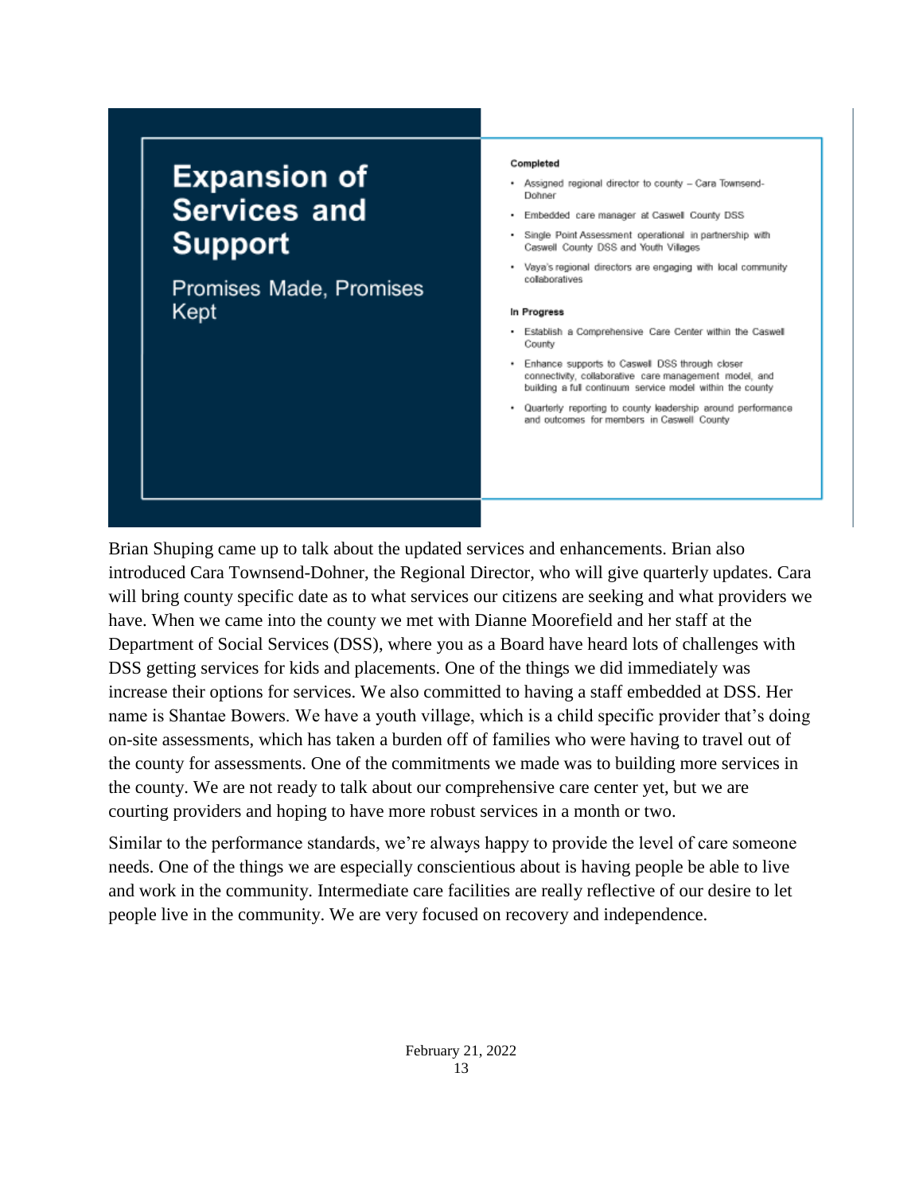## Expansion of Services and Support

Promises Made, Promises Kept

**Completed**

- Assigned regional director to county – Cara Townsend-Dohner
- Embedded care manager at Caswell County DSS
- Single Point Assessment operational in partnership with Caswell County DSS and Youth Villages
- Vaya's regional directors are engaging with local community collaboratives

**In Progress**

- Establish a Comprehensive Care Center within the Caswell County
- Enhance supports to Caswell DSS through closer connectivity, collaborative care management model, and building a full continuum service model within the county
- Quarterly reporting to county leadership around performance and outcomes for members in Caswell County

Brian Shuping came up to talk about the updated services and enhancements. Brian also introduced Cara Townsend-Dohner, the Regional Director, who will give quarterly updates. Cara will bring county specific date as to what services our citizens are seeking and what providers we have. When we came into the county we met with Dianne Moorefield and her staff at the Department of Social Services (DSS), where you as a Board have heard lots of challenges with DSS getting services for kids and placements. One of the things we did immediately was increase their options for services. We also committed to having a staff embedded at DSS. Her name is Shantae Bowers. We have a youth village, which is a child specific provider that's doing on-site assessments, which has taken a burden off of families who were having to travel out of the county for assessments. One of the commitments we made was to building more services in the county. We are not ready to talk about our comprehensive care center yet, but we are courting providers and hoping to have more robust services in a month or two.

Similar to the performance standards, we're always happy to provide the level of care someone needs. One of the things we are especially conscientious about is having people be able to live and work in the community. Intermediate care facilities are really reflective of our desire to let people live in the community. We are very focused on recovery and independence.

February 21, 2022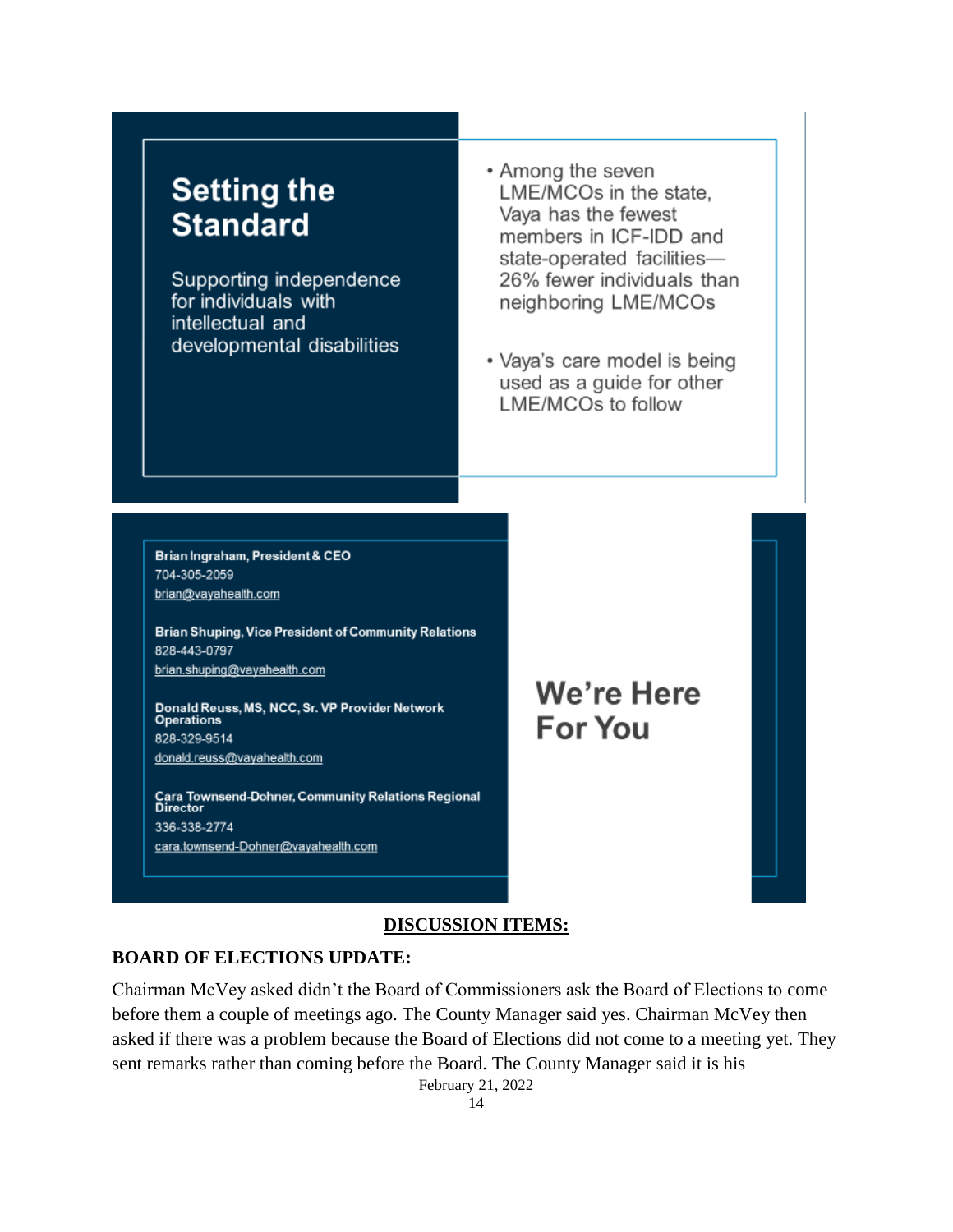## Setting the Standard

Supporting independence for individuals with intellectual and developmental disabilities

- Among the seven LME/MCOs in the state, Vaya has the fewest members in ICF-IDD and state-operated facilities—26% fewer individuals than neighboring LME/MCOs
- Vaya's care model is being used as a guide for other LME/MCOs to follow

**Brian Ingraham, President & CEO**
704-305-2059
brian@vayahealth.com

**Brian Shuping, Vice President of Community Relations**
828-443-0797
brian.shuping@vayahealth.com

**Donald Reuss, MS, NCC, Sr. VP Provider Network Operations**
828-329-9514
donald.reuss@vayahealth.com

**Cara Townsend-Dohner, Community Relations Regional Director**
336-338-2774
cara.townsend-Dohner@vayahealth.com

## We're Here For You

**DISCUSSION ITEMS:**

**BOARD OF ELECTIONS UPDATE:**

Chairman McVey asked didn't the Board of Commissioners ask the Board of Elections to come before them a couple of meetings ago. The County Manager said yes. Chairman McVey then asked if there was a problem because the Board of Elections did not come to a meeting yet. They sent remarks rather than coming before the Board. The County Manager said it is his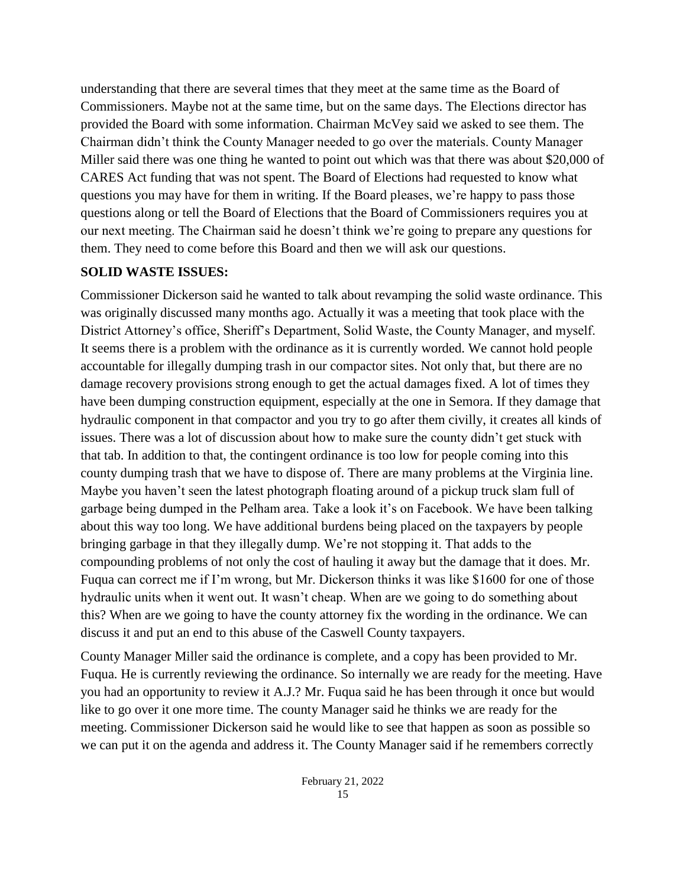understanding that there are several times that they meet at the same time as the Board of Commissioners. Maybe not at the same time, but on the same days. The Elections director has provided the Board with some information. Chairman McVey said we asked to see them. The Chairman didn't think the County Manager needed to go over the materials. County Manager Miller said there was one thing he wanted to point out which was that there was about $20,000 of CARES Act funding that was not spent. The Board of Elections had requested to know what questions you may have for them in writing. If the Board pleases, we're happy to pass those questions along or tell the Board of Elections that the Board of Commissioners requires you at our next meeting. The Chairman said he doesn't think we're going to prepare any questions for them. They need to come before this Board and then we will ask our questions.

**SOLID WASTE ISSUES:**

Commissioner Dickerson said he wanted to talk about revamping the solid waste ordinance. This was originally discussed many months ago. Actually it was a meeting that took place with the District Attorney's office, Sheriff's Department, Solid Waste, the County Manager, and myself. It seems there is a problem with the ordinance as it is currently worded. We cannot hold people accountable for illegally dumping trash in our compactor sites. Not only that, but there are no damage recovery provisions strong enough to get the actual damages fixed. A lot of times they have been dumping construction equipment, especially at the one in Semora. If they damage that hydraulic component in that compactor and you try to go after them civilly, it creates all kinds of issues. There was a lot of discussion about how to make sure the county didn't get stuck with that tab. In addition to that, the contingent ordinance is too low for people coming into this county dumping trash that we have to dispose of. There are many problems at the Virginia line. Maybe you haven't seen the latest photograph floating around of a pickup truck slam full of garbage being dumped in the Pelham area. Take a look it's on Facebook. We have been talking about this way too long. We have additional burdens being placed on the taxpayers by people bringing garbage in that they illegally dump. We're not stopping it. That adds to the compounding problems of not only the cost of hauling it away but the damage that it does. Mr. Fuqua can correct me if I'm wrong, but Mr. Dickerson thinks it was like $1600 for one of those hydraulic units when it went out. It wasn't cheap. When are we going to do something about this? When are we going to have the county attorney fix the wording in the ordinance. We can discuss it and put an end to this abuse of the Caswell County taxpayers.

County Manager Miller said the ordinance is complete, and a copy has been provided to Mr. Fuqua. He is currently reviewing the ordinance. So internally we are ready for the meeting. Have you had an opportunity to review it A.J.? Mr. Fuqua said he has been through it once but would like to go over it one more time. The county Manager said he thinks we are ready for the meeting. Commissioner Dickerson said he would like to see that happen as soon as possible so we can put it on the agenda and address it. The County Manager said if he remembers correctly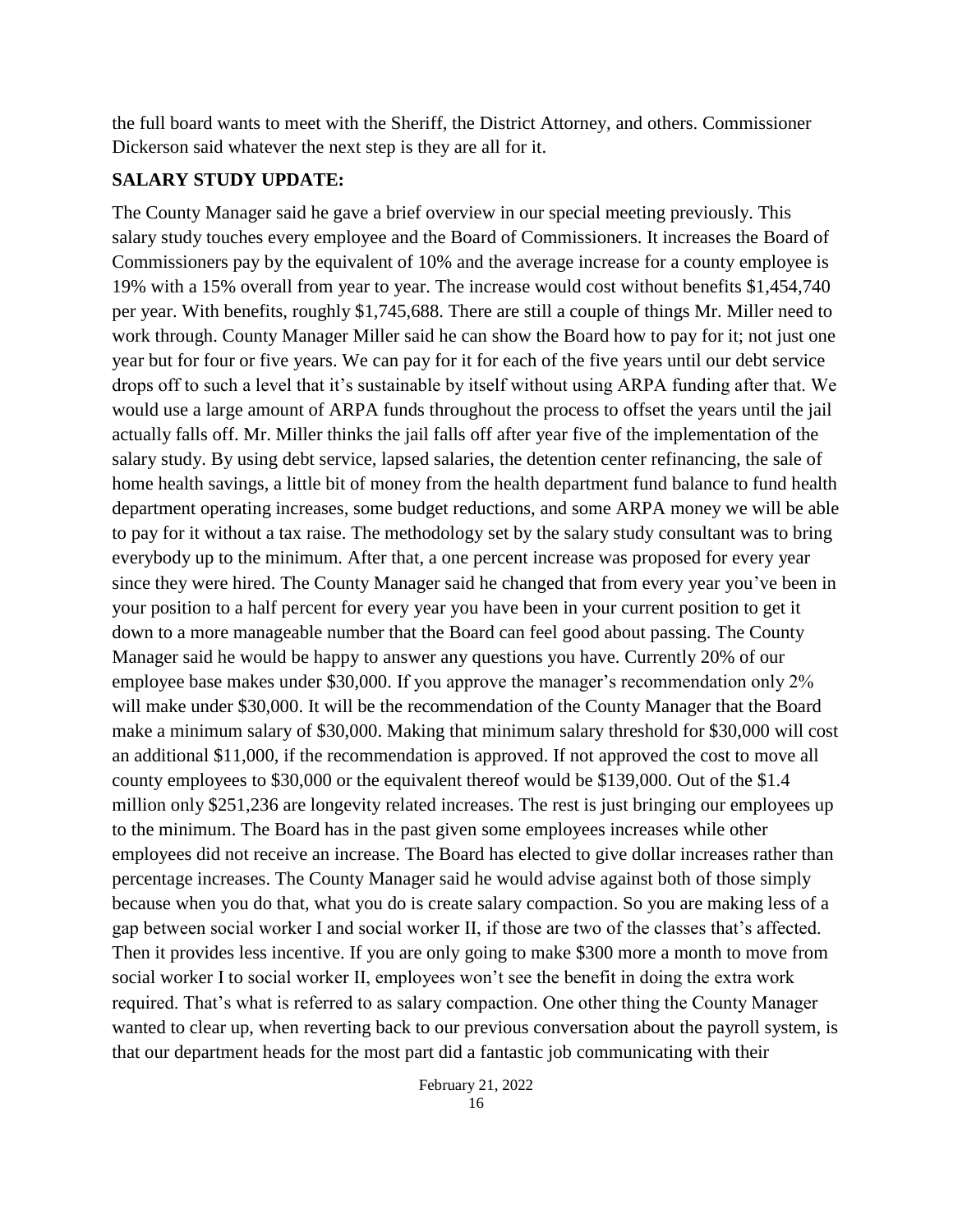the full board wants to meet with the Sheriff, the District Attorney, and others. Commissioner Dickerson said whatever the next step is they are all for it.

**SALARY STUDY UPDATE:**

The County Manager said he gave a brief overview in our special meeting previously. This salary study touches every employee and the Board of Commissioners. It increases the Board of Commissioners pay by the equivalent of 10% and the average increase for a county employee is 19% with a 15% overall from year to year. The increase would cost without benefits $1,454,740 per year. With benefits, roughly $1,745,688. There are still a couple of things Mr. Miller need to work through. County Manager Miller said he can show the Board how to pay for it; not just one year but for four or five years. We can pay for it for each of the five years until our debt service drops off to such a level that it's sustainable by itself without using ARPA funding after that. We would use a large amount of ARPA funds throughout the process to offset the years until the jail actually falls off. Mr. Miller thinks the jail falls off after year five of the implementation of the salary study. By using debt service, lapsed salaries, the detention center refinancing, the sale of home health savings, a little bit of money from the health department fund balance to fund health department operating increases, some budget reductions, and some ARPA money we will be able to pay for it without a tax raise. The methodology set by the salary study consultant was to bring everybody up to the minimum. After that, a one percent increase was proposed for every year since they were hired. The County Manager said he changed that from every year you've been in your position to a half percent for every year you have been in your current position to get it down to a more manageable number that the Board can feel good about passing. The County Manager said he would be happy to answer any questions you have. Currently 20% of our employee base makes under $30,000. If you approve the manager's recommendation only 2% will make under $30,000. It will be the recommendation of the County Manager that the Board make a minimum salary of $30,000. Making that minimum salary threshold for $30,000 will cost an additional $11,000, if the recommendation is approved. If not approved the cost to move all county employees to $30,000 or the equivalent thereof would be $139,000. Out of the $1.4 million only $251,236 are longevity related increases. The rest is just bringing our employees up to the minimum. The Board has in the past given some employees increases while other employees did not receive an increase. The Board has elected to give dollar increases rather than percentage increases. The County Manager said he would advise against both of those simply because when you do that, what you do is create salary compaction. So you are making less of a gap between social worker I and social worker II, if those are two of the classes that's affected. Then it provides less incentive. If you are only going to make $300 more a month to move from social worker I to social worker II, employees won't see the benefit in doing the extra work required. That's what is referred to as salary compaction. One other thing the County Manager wanted to clear up, when reverting back to our previous conversation about the payroll system, is that our department heads for the most part did a fantastic job communicating with their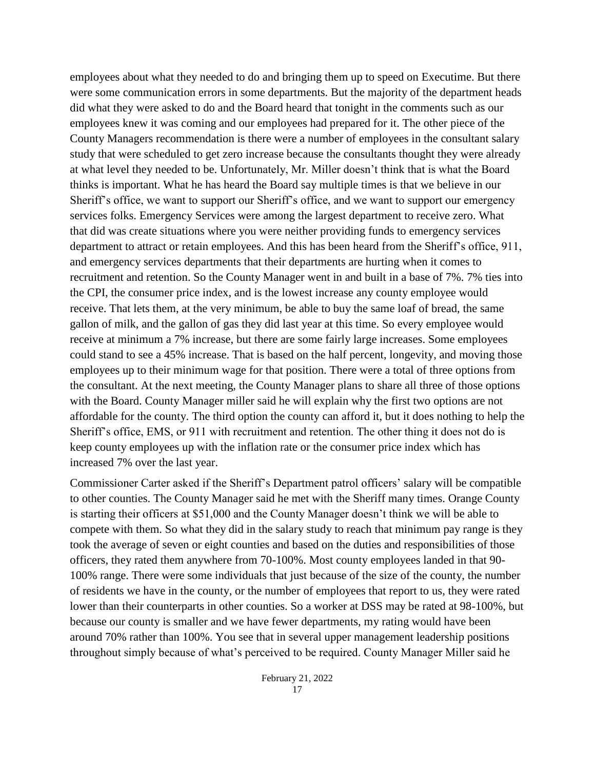employees about what they needed to do and bringing them up to speed on Executime. But there were some communication errors in some departments. But the majority of the department heads did what they were asked to do and the Board heard that tonight in the comments such as our employees knew it was coming and our employees had prepared for it. The other piece of the County Managers recommendation is there were a number of employees in the consultant salary study that were scheduled to get zero increase because the consultants thought they were already at what level they needed to be. Unfortunately, Mr. Miller doesn't think that is what the Board thinks is important. What he has heard the Board say multiple times is that we believe in our Sheriff's office, we want to support our Sheriff's office, and we want to support our emergency services folks. Emergency Services were among the largest department to receive zero. What that did was create situations where you were neither providing funds to emergency services department to attract or retain employees. And this has been heard from the Sheriff's office, 911, and emergency services departments that their departments are hurting when it comes to recruitment and retention. So the County Manager went in and built in a base of 7%. 7% ties into the CPI, the consumer price index, and is the lowest increase any county employee would receive. That lets them, at the very minimum, be able to buy the same loaf of bread, the same gallon of milk, and the gallon of gas they did last year at this time. So every employee would receive at minimum a 7% increase, but there are some fairly large increases. Some employees could stand to see a 45% increase. That is based on the half percent, longevity, and moving those employees up to their minimum wage for that position. There were a total of three options from the consultant. At the next meeting, the County Manager plans to share all three of those options with the Board. County Manager miller said he will explain why the first two options are not affordable for the county. The third option the county can afford it, but it does nothing to help the Sheriff's office, EMS, or 911 with recruitment and retention. The other thing it does not do is keep county employees up with the inflation rate or the consumer price index which has increased 7% over the last year.

Commissioner Carter asked if the Sheriff's Department patrol officers' salary will be compatible to other counties. The County Manager said he met with the Sheriff many times. Orange County is starting their officers at $51,000 and the County Manager doesn't think we will be able to compete with them. So what they did in the salary study to reach that minimum pay range is they took the average of seven or eight counties and based on the duties and responsibilities of those officers, they rated them anywhere from 70-100%. Most county employees landed in that 90-100% range. There were some individuals that just because of the size of the county, the number of residents we have in the county, or the number of employees that report to us, they were rated lower than their counterparts in other counties. So a worker at DSS may be rated at 98-100%, but because our county is smaller and we have fewer departments, my rating would have been around 70% rather than 100%. You see that in several upper management leadership positions throughout simply because of what's perceived to be required. County Manager Miller said he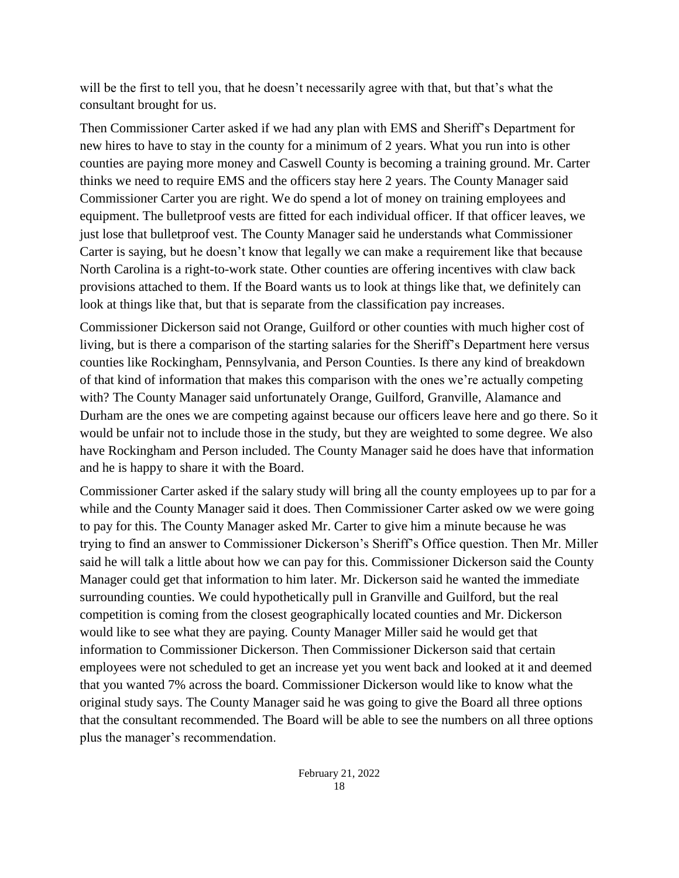will be the first to tell you, that he doesn't necessarily agree with that, but that's what the consultant brought for us.

Then Commissioner Carter asked if we had any plan with EMS and Sheriff's Department for new hires to have to stay in the county for a minimum of 2 years. What you run into is other counties are paying more money and Caswell County is becoming a training ground. Mr. Carter thinks we need to require EMS and the officers stay here 2 years. The County Manager said Commissioner Carter you are right. We do spend a lot of money on training employees and equipment. The bulletproof vests are fitted for each individual officer. If that officer leaves, we just lose that bulletproof vest. The County Manager said he understands what Commissioner Carter is saying, but he doesn't know that legally we can make a requirement like that because North Carolina is a right-to-work state. Other counties are offering incentives with claw back provisions attached to them. If the Board wants us to look at things like that, we definitely can look at things like that, but that is separate from the classification pay increases.

Commissioner Dickerson said not Orange, Guilford or other counties with much higher cost of living, but is there a comparison of the starting salaries for the Sheriff's Department here versus counties like Rockingham, Pennsylvania, and Person Counties. Is there any kind of breakdown of that kind of information that makes this comparison with the ones we're actually competing with? The County Manager said unfortunately Orange, Guilford, Granville, Alamance and Durham are the ones we are competing against because our officers leave here and go there. So it would be unfair not to include those in the study, but they are weighted to some degree. We also have Rockingham and Person included. The County Manager said he does have that information and he is happy to share it with the Board.

Commissioner Carter asked if the salary study will bring all the county employees up to par for a while and the County Manager said it does. Then Commissioner Carter asked ow we were going to pay for this. The County Manager asked Mr. Carter to give him a minute because he was trying to find an answer to Commissioner Dickerson's Sheriff's Office question. Then Mr. Miller said he will talk a little about how we can pay for this. Commissioner Dickerson said the County Manager could get that information to him later. Mr. Dickerson said he wanted the immediate surrounding counties. We could hypothetically pull in Granville and Guilford, but the real competition is coming from the closest geographically located counties and Mr. Dickerson would like to see what they are paying. County Manager Miller said he would get that information to Commissioner Dickerson. Then Commissioner Dickerson said that certain employees were not scheduled to get an increase yet you went back and looked at it and deemed that you wanted 7% across the board. Commissioner Dickerson would like to know what the original study says. The County Manager said he was going to give the Board all three options that the consultant recommended. The Board will be able to see the numbers on all three options plus the manager's recommendation.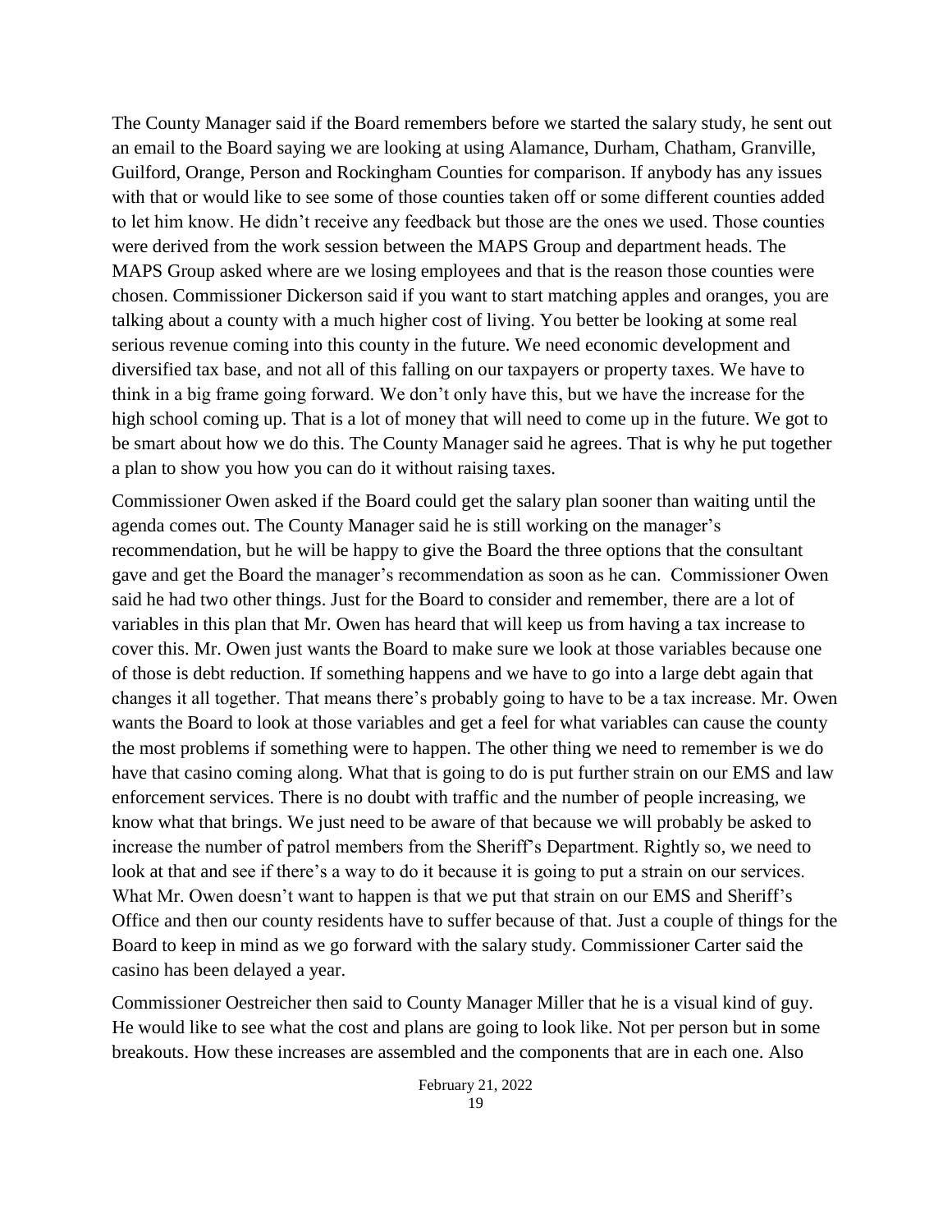The County Manager said if the Board remembers before we started the salary study, he sent out an email to the Board saying we are looking at using Alamance, Durham, Chatham, Granville, Guilford, Orange, Person and Rockingham Counties for comparison. If anybody has any issues with that or would like to see some of those counties taken off or some different counties added to let him know. He didn't receive any feedback but those are the ones we used. Those counties were derived from the work session between the MAPS Group and department heads. The MAPS Group asked where are we losing employees and that is the reason those counties were chosen. Commissioner Dickerson said if you want to start matching apples and oranges, you are talking about a county with a much higher cost of living. You better be looking at some real serious revenue coming into this county in the future. We need economic development and diversified tax base, and not all of this falling on our taxpayers or property taxes. We have to think in a big frame going forward. We don't only have this, but we have the increase for the high school coming up. That is a lot of money that will need to come up in the future. We got to be smart about how we do this. The County Manager said he agrees. That is why he put together a plan to show you how you can do it without raising taxes.

Commissioner Owen asked if the Board could get the salary plan sooner than waiting until the agenda comes out. The County Manager said he is still working on the manager's recommendation, but he will be happy to give the Board the three options that the consultant gave and get the Board the manager's recommendation as soon as he can. Commissioner Owen said he had two other things. Just for the Board to consider and remember, there are a lot of variables in this plan that Mr. Owen has heard that will keep us from having a tax increase to cover this. Mr. Owen just wants the Board to make sure we look at those variables because one of those is debt reduction. If something happens and we have to go into a large debt again that changes it all together. That means there's probably going to have to be a tax increase. Mr. Owen wants the Board to look at those variables and get a feel for what variables can cause the county the most problems if something were to happen. The other thing we need to remember is we do have that casino coming along. What that is going to do is put further strain on our EMS and law enforcement services. There is no doubt with traffic and the number of people increasing, we know what that brings. We just need to be aware of that because we will probably be asked to increase the number of patrol members from the Sheriff's Department. Rightly so, we need to look at that and see if there's a way to do it because it is going to put a strain on our services. What Mr. Owen doesn't want to happen is that we put that strain on our EMS and Sheriff's Office and then our county residents have to suffer because of that. Just a couple of things for the Board to keep in mind as we go forward with the salary study. Commissioner Carter said the casino has been delayed a year.

Commissioner Oestreicher then said to County Manager Miller that he is a visual kind of guy. He would like to see what the cost and plans are going to look like. Not per person but in some breakouts. How these increases are assembled and the components that are in each one. Also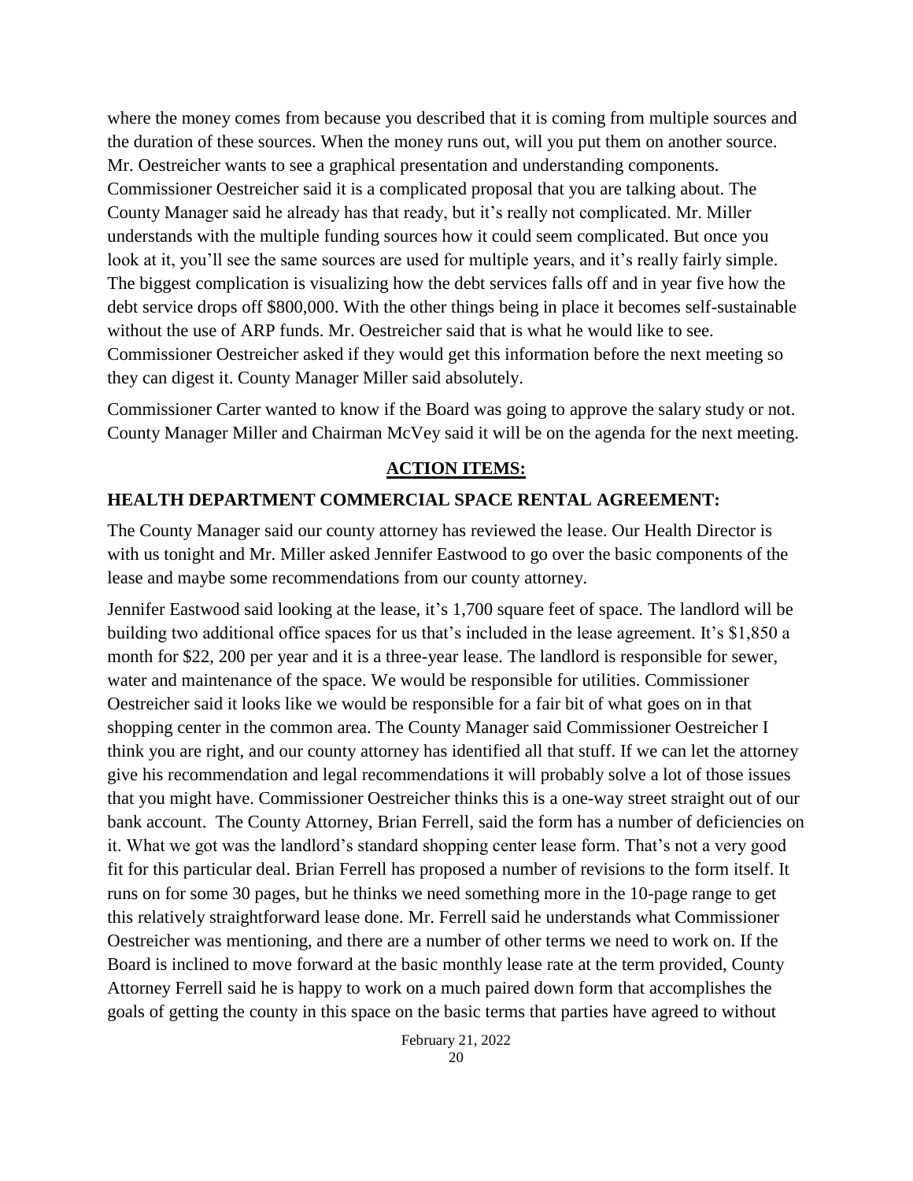where the money comes from because you described that it is coming from multiple sources and the duration of these sources. When the money runs out, will you put them on another source. Mr. Oestreicher wants to see a graphical presentation and understanding components. Commissioner Oestreicher said it is a complicated proposal that you are talking about. The County Manager said he already has that ready, but it's really not complicated. Mr. Miller understands with the multiple funding sources how it could seem complicated. But once you look at it, you'll see the same sources are used for multiple years, and it's really fairly simple. The biggest complication is visualizing how the debt services falls off and in year five how the debt service drops off $800,000. With the other things being in place it becomes self-sustainable without the use of ARP funds. Mr. Oestreicher said that is what he would like to see. Commissioner Oestreicher asked if they would get this information before the next meeting so they can digest it. County Manager Miller said absolutely.

Commissioner Carter wanted to know if the Board was going to approve the salary study or not. County Manager Miller and Chairman McVey said it will be on the agenda for the next meeting.

## ACTION ITEMS:

### HEALTH DEPARTMENT COMMERCIAL SPACE RENTAL AGREEMENT:

The County Manager said our county attorney has reviewed the lease. Our Health Director is with us tonight and Mr. Miller asked Jennifer Eastwood to go over the basic components of the lease and maybe some recommendations from our county attorney.

Jennifer Eastwood said looking at the lease, it's 1,700 square feet of space. The landlord will be building two additional office spaces for us that's included in the lease agreement. It's $1,850 a month for $22, 200 per year and it is a three-year lease. The landlord is responsible for sewer, water and maintenance of the space. We would be responsible for utilities. Commissioner Oestreicher said it looks like we would be responsible for a fair bit of what goes on in that shopping center in the common area. The County Manager said Commissioner Oestreicher I think you are right, and our county attorney has identified all that stuff. If we can let the attorney give his recommendation and legal recommendations it will probably solve a lot of those issues that you might have. Commissioner Oestreicher thinks this is a one-way street straight out of our bank account. The County Attorney, Brian Ferrell, said the form has a number of deficiencies on it. What we got was the landlord's standard shopping center lease form. That's not a very good fit for this particular deal. Brian Ferrell has proposed a number of revisions to the form itself. It runs on for some 30 pages, but he thinks we need something more in the 10-page range to get this relatively straightforward lease done. Mr. Ferrell said he understands what Commissioner Oestreicher was mentioning, and there are a number of other terms we need to work on. If the Board is inclined to move forward at the basic monthly lease rate at the term provided, County Attorney Ferrell said he is happy to work on a much paired down form that accomplishes the goals of getting the county in this space on the basic terms that parties have agreed to without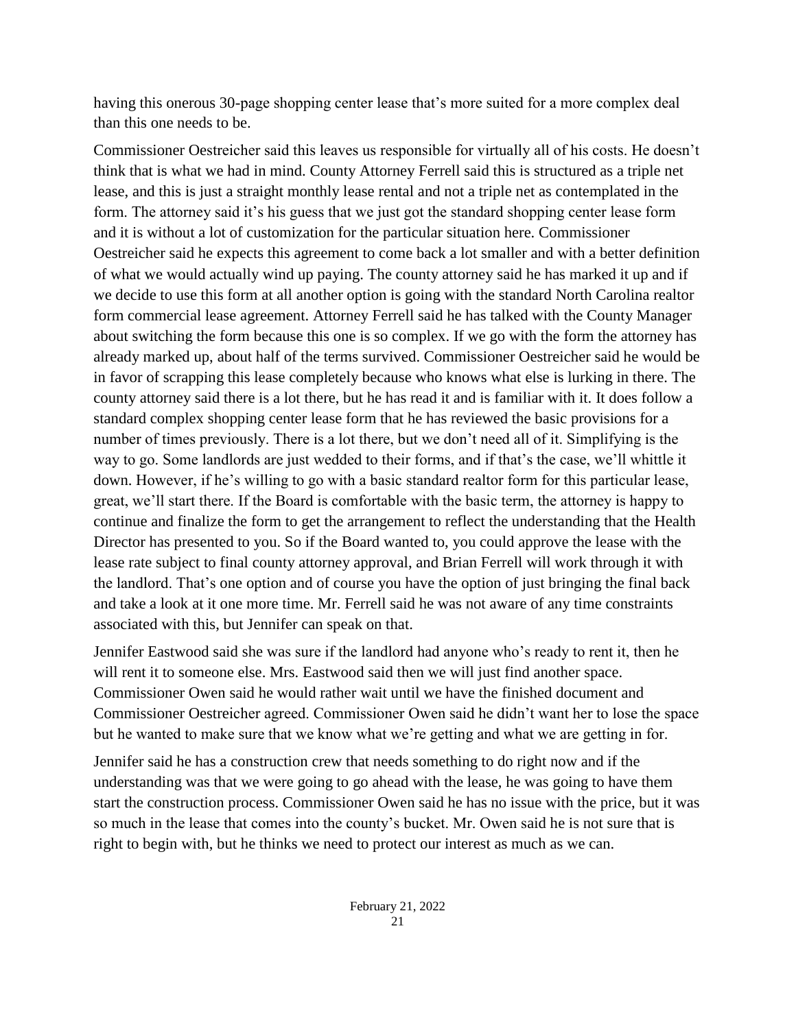having this onerous 30-page shopping center lease that's more suited for a more complex deal than this one needs to be.

Commissioner Oestreicher said this leaves us responsible for virtually all of his costs. He doesn't think that is what we had in mind. County Attorney Ferrell said this is structured as a triple net lease, and this is just a straight monthly lease rental and not a triple net as contemplated in the form. The attorney said it's his guess that we just got the standard shopping center lease form and it is without a lot of customization for the particular situation here. Commissioner Oestreicher said he expects this agreement to come back a lot smaller and with a better definition of what we would actually wind up paying. The county attorney said he has marked it up and if we decide to use this form at all another option is going with the standard North Carolina realtor form commercial lease agreement. Attorney Ferrell said he has talked with the County Manager about switching the form because this one is so complex. If we go with the form the attorney has already marked up, about half of the terms survived. Commissioner Oestreicher said he would be in favor of scrapping this lease completely because who knows what else is lurking in there. The county attorney said there is a lot there, but he has read it and is familiar with it. It does follow a standard complex shopping center lease form that he has reviewed the basic provisions for a number of times previously. There is a lot there, but we don't need all of it. Simplifying is the way to go. Some landlords are just wedded to their forms, and if that's the case, we'll whittle it down. However, if he's willing to go with a basic standard realtor form for this particular lease, great, we'll start there. If the Board is comfortable with the basic term, the attorney is happy to continue and finalize the form to get the arrangement to reflect the understanding that the Health Director has presented to you. So if the Board wanted to, you could approve the lease with the lease rate subject to final county attorney approval, and Brian Ferrell will work through it with the landlord. That's one option and of course you have the option of just bringing the final back and take a look at it one more time. Mr. Ferrell said he was not aware of any time constraints associated with this, but Jennifer can speak on that.

Jennifer Eastwood said she was sure if the landlord had anyone who's ready to rent it, then he will rent it to someone else. Mrs. Eastwood said then we will just find another space. Commissioner Owen said he would rather wait until we have the finished document and Commissioner Oestreicher agreed. Commissioner Owen said he didn't want her to lose the space but he wanted to make sure that we know what we're getting and what we are getting in for.

Jennifer said he has a construction crew that needs something to do right now and if the understanding was that we were going to go ahead with the lease, he was going to have them start the construction process. Commissioner Owen said he has no issue with the price, but it was so much in the lease that comes into the county's bucket. Mr. Owen said he is not sure that is right to begin with, but he thinks we need to protect our interest as much as we can.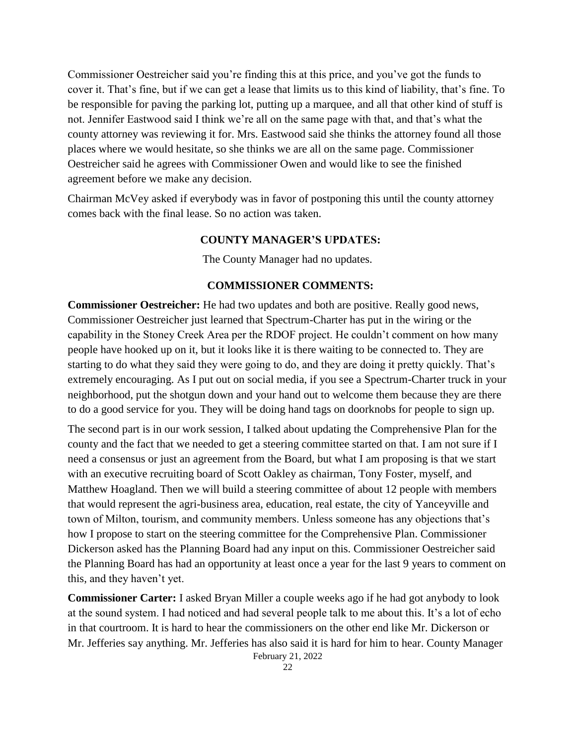Commissioner Oestreicher said you're finding this at this price, and you've got the funds to cover it. That's fine, but if we can get a lease that limits us to this kind of liability, that's fine. To be responsible for paving the parking lot, putting up a marquee, and all that other kind of stuff is not. Jennifer Eastwood said I think we're all on the same page with that, and that's what the county attorney was reviewing it for. Mrs. Eastwood said she thinks the attorney found all those places where we would hesitate, so she thinks we are all on the same page. Commissioner Oestreicher said he agrees with Commissioner Owen and would like to see the finished agreement before we make any decision.

Chairman McVey asked if everybody was in favor of postponing this until the county attorney comes back with the final lease. So no action was taken.

## COUNTY MANAGER'S UPDATES:

The County Manager had no updates.

## COMMISSIONER COMMENTS:

**Commissioner Oestreicher:** He had two updates and both are positive. Really good news, Commissioner Oestreicher just learned that Spectrum-Charter has put in the wiring or the capability in the Stoney Creek Area per the RDOF project. He couldn't comment on how many people have hooked up on it, but it looks like it is there waiting to be connected to. They are starting to do what they said they were going to do, and they are doing it pretty quickly. That's extremely encouraging. As I put out on social media, if you see a Spectrum-Charter truck in your neighborhood, put the shotgun down and your hand out to welcome them because they are there to do a good service for you. They will be doing hand tags on doorknobs for people to sign up.

The second part is in our work session, I talked about updating the Comprehensive Plan for the county and the fact that we needed to get a steering committee started on that. I am not sure if I need a consensus or just an agreement from the Board, but what I am proposing is that we start with an executive recruiting board of Scott Oakley as chairman, Tony Foster, myself, and Matthew Hoagland. Then we will build a steering committee of about 12 people with members that would represent the agri-business area, education, real estate, the city of Yanceyville and town of Milton, tourism, and community members. Unless someone has any objections that's how I propose to start on the steering committee for the Comprehensive Plan. Commissioner Dickerson asked has the Planning Board had any input on this. Commissioner Oestreicher said the Planning Board has had an opportunity at least once a year for the last 9 years to comment on this, and they haven't yet.

**Commissioner Carter:** I asked Bryan Miller a couple weeks ago if he had got anybody to look at the sound system. I had noticed and had several people talk to me about this. It's a lot of echo in that courtroom. It is hard to hear the commissioners on the other end like Mr. Dickerson or Mr. Jefferies say anything. Mr. Jefferies has also said it is hard for him to hear. County Manager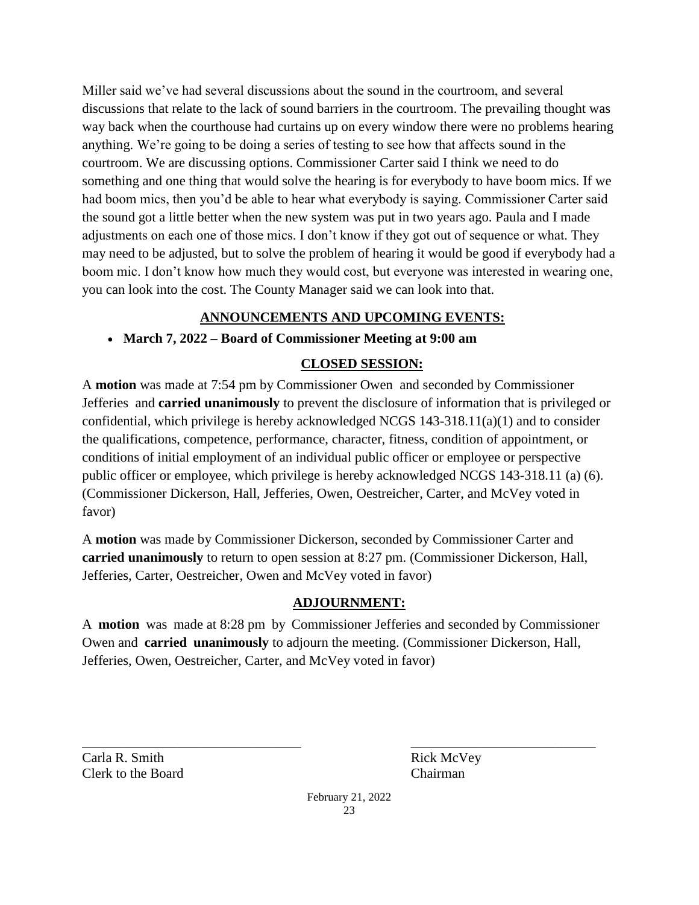Miller said we've had several discussions about the sound in the courtroom, and several discussions that relate to the lack of sound barriers in the courtroom. The prevailing thought was way back when the courthouse had curtains up on every window there were no problems hearing anything. We're going to be doing a series of testing to see how that affects sound in the courtroom. We are discussing options. Commissioner Carter said I think we need to do something and one thing that would solve the hearing is for everybody to have boom mics. If we had boom mics, then you'd be able to hear what everybody is saying. Commissioner Carter said the sound got a little better when the new system was put in two years ago. Paula and I made adjustments on each one of those mics. I don't know if they got out of sequence or what. They may need to be adjusted, but to solve the problem of hearing it would be good if everybody had a boom mic. I don't know how much they would cost, but everyone was interested in wearing one, you can look into the cost. The County Manager said we can look into that.

## ANNOUNCEMENTS AND UPCOMING EVENTS:

- **March 7, 2022 – Board of Commissioner Meeting at 9:00 am**

## CLOSED SESSION:

A **motion** was made at 7:54 pm by Commissioner Owen and seconded by Commissioner Jefferies and **carried unanimously** to prevent the disclosure of information that is privileged or confidential, which privilege is hereby acknowledged NCGS 143-318.11(a)(1) and to consider the qualifications, competence, performance, character, fitness, condition of appointment, or conditions of initial employment of an individual public officer or employee or perspective public officer or employee, which privilege is hereby acknowledged NCGS 143-318.11 (a) (6). (Commissioner Dickerson, Hall, Jefferies, Owen, Oestreicher, Carter, and McVey voted in favor)

A **motion** was made by Commissioner Dickerson, seconded by Commissioner Carter and **carried unanimously** to return to open session at 8:27 pm. (Commissioner Dickerson, Hall, Jefferies, Carter, Oestreicher, Owen and McVey voted in favor)

## ADJOURNMENT:

A **motion** was made at 8:28 pm by Commissioner Jefferies and seconded by Commissioner Owen and **carried unanimously** to adjourn the meeting. (Commissioner Dickerson, Hall, Jefferies, Owen, Oestreicher, Carter, and McVey voted in favor)

\_\_\_\_\_\_\_\_\_\_\_\_\_\_\_\_\_\_\_\_\_\_\_\_\_\_\_\_\_\_\_\_\_\_
Carla R. Smith
Clerk to the Board

\_\_\_\_\_\_\_\_\_\_\_\_\_\_\_\_\_\_\_\_\_\_\_\_\_\_\_\_\_\_\_\_\_\_
Rick McVey
Chairman